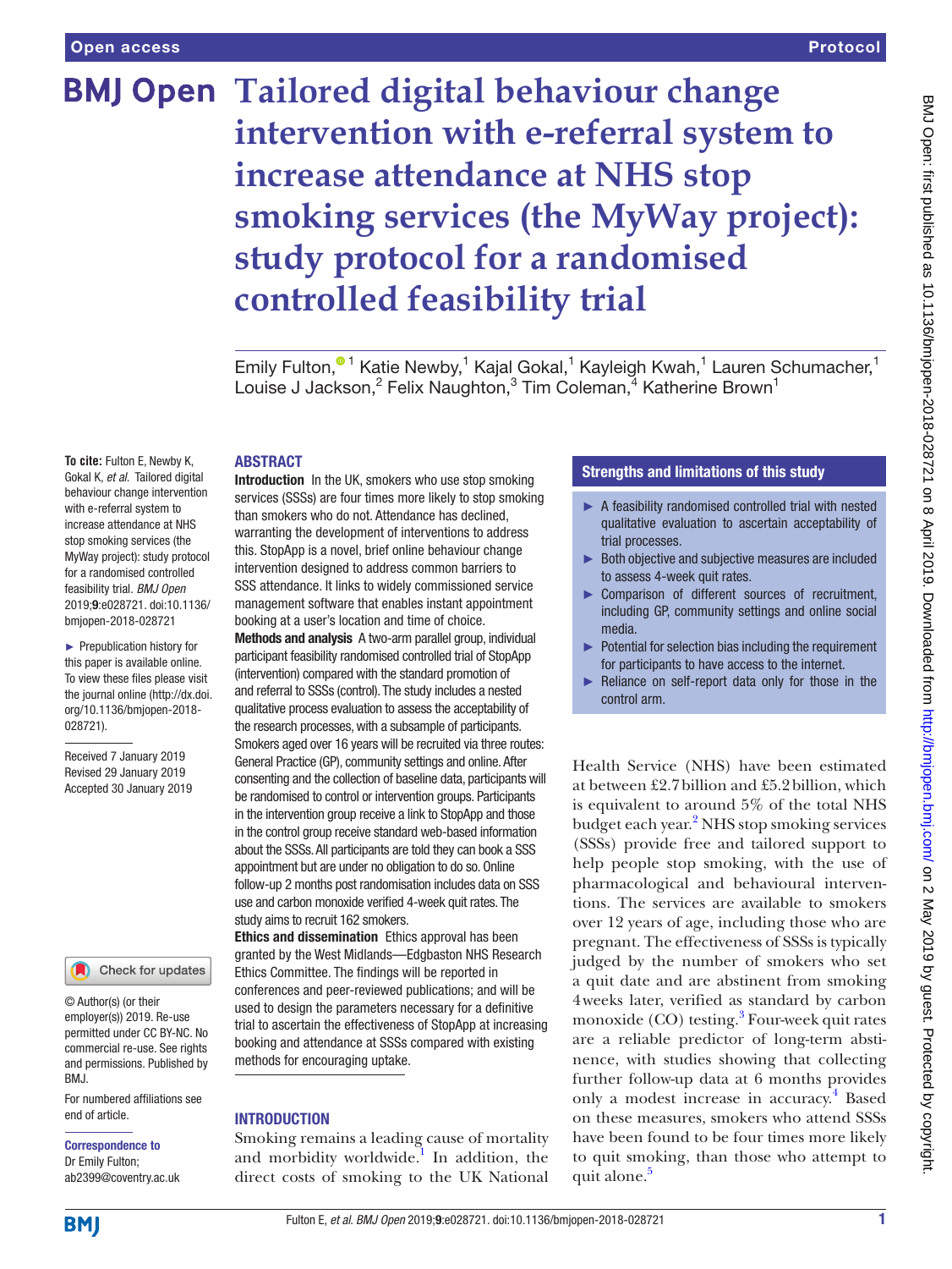Open access

Protocol

# Tailored digital behaviour change intervention with e-referral system to increase attendance at NHS stop smoking services (the MyWay project): study protocol for a randomised controlled feasibility trial

Emily Fulton,[1] Katie Newby,[1] Kajal Gokal,[1] Kayleigh Kwah,[1] Lauren Schumacher,[1] Louise J Jackson,[2] Felix Naughton,[3] Tim Coleman,[4] Katherine Brown[1]

**To cite:** Fulton E, Newby K, Gokal K, *et al*. Tailored digital behaviour change intervention with e-referral system to increase attendance at NHS stop smoking services (the MyWay project): study protocol for a randomised controlled feasibility trial. *BMJ Open* 2019;**9**:e028721. doi:10.1136/bmjopen-2018-028721

► Prepublication history for this paper is available online. To view these files please visit the journal online (http://dx.doi.org/10.1136/bmjopen-2018-028721).

Received 7 January 2019
Revised 29 January 2019
Accepted 30 January 2019

© Author(s) (or their employer(s)) 2019. Re-use permitted under CC BY-NC. No commercial re-use. See rights and permissions. Published by BMJ.

For numbered affiliations see end of article.

**Correspondence to**
Dr Emily Fulton;
ab2399@coventry.ac.uk

## ABSTRACT

**Introduction** In the UK, smokers who use stop smoking services (SSSs) are four times more likely to stop smoking than smokers who do not. Attendance has declined, warranting the development of interventions to address this. StopApp is a novel, brief online behaviour change intervention designed to address common barriers to SSS attendance. It links to widely commissioned service management software that enables instant appointment booking at a user's location and time of choice.

**Methods and analysis** A two-arm parallel group, individual participant feasibility randomised controlled trial of StopApp (intervention) compared with the standard promotion of and referral to SSSs (control). The study includes a nested qualitative process evaluation to assess the acceptability of the research processes, with a subsample of participants. Smokers aged over 16 years will be recruited via three routes: General Practice (GP), community settings and online. After consenting and the collection of baseline data, participants will be randomised to control or intervention groups. Participants in the intervention group receive a link to StopApp and those in the control group receive standard web-based information about the SSSs. All participants are told they can book a SSS appointment but are under no obligation to do so. Online follow-up 2 months post randomisation includes data on SSS use and carbon monoxide verified 4-week quit rates. The study aims to recruit 162 smokers.

**Ethics and dissemination** Ethics approval has been granted by the West Midlands—Edgbaston NHS Research Ethics Committee. The findings will be reported in conferences and peer-reviewed publications; and will be used to design the parameters necessary for a definitive trial to ascertain the effectiveness of StopApp at increasing booking and attendance at SSSs compared with existing methods for encouraging uptake.

### Strengths and limitations of this study

- ► A feasibility randomised controlled trial with nested qualitative evaluation to ascertain acceptability of trial processes.
- ► Both objective and subjective measures are included to assess 4-week quit rates.
- ► Comparison of different sources of recruitment, including GP, community settings and online social media.
- ► Potential for selection bias including the requirement for participants to have access to the internet.
- ► Reliance on self-report data only for those in the control arm.

## INTRODUCTION

Smoking remains a leading cause of mortality and morbidity worldwide.[1] In addition, the direct costs of smoking to the UK National Health Service (NHS) have been estimated at between £2.7 billion and £5.2 billion, which is equivalent to around 5% of the total NHS budget each year.[2] NHS stop smoking services (SSSs) provide free and tailored support to help people stop smoking, with the use of pharmacological and behavioural interventions. The services are available to smokers over 12 years of age, including those who are pregnant. The effectiveness of SSSs is typically judged by the number of smokers who set a quit date and are abstinent from smoking 4 weeks later, verified as standard by carbon monoxide (CO) testing.[3] Four-week quit rates are a reliable predictor of long-term abstinence, with studies showing that collecting further follow-up data at 6 months provides only a modest increase in accuracy.[4] Based on these measures, smokers who attend SSSs have been found to be four times more likely to quit smoking, than those who attempt to quit alone.[5]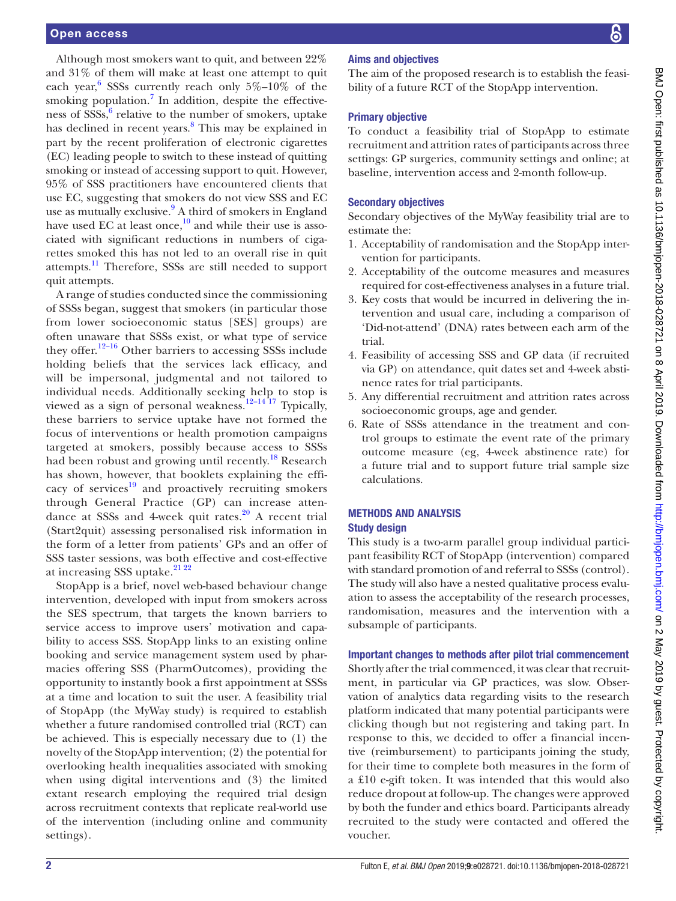Although most smokers want to quit, and between 22% and 31% of them will make at least one attempt to quit each year,[6] SSSs currently reach only 5%–10% of the smoking population.[7] In addition, despite the effectiveness of SSSs,[6] relative to the number of smokers, uptake has declined in recent years.[8] This may be explained in part by the recent proliferation of electronic cigarettes (EC) leading people to switch to these instead of quitting smoking or instead of accessing support to quit. However, 95% of SSS practitioners have encountered clients that use EC, suggesting that smokers do not view SSS and EC use as mutually exclusive.[9] A third of smokers in England have used EC at least once,[10] and while their use is associated with significant reductions in numbers of cigarettes smoked this has not led to an overall rise in quit attempts.[11] Therefore, SSSs are still needed to support quit attempts.

A range of studies conducted since the commissioning of SSSs began, suggest that smokers (in particular those from lower socioeconomic status [SES] groups) are often unaware that SSSs exist, or what type of service they offer.[12–16] Other barriers to accessing SSSs include holding beliefs that the services lack efficacy, and will be impersonal, judgmental and not tailored to individual needs. Additionally seeking help to stop is viewed as a sign of personal weakness.[12–14 17] Typically, these barriers to service uptake have not formed the focus of interventions or health promotion campaigns targeted at smokers, possibly because access to SSSs had been robust and growing until recently.[18] Research has shown, however, that booklets explaining the efficacy of services[19] and proactively recruiting smokers through General Practice (GP) can increase attendance at SSSs and 4-week quit rates.[20] A recent trial (Start2quit) assessing personalised risk information in the form of a letter from patients' GPs and an offer of SSS taster sessions, was both effective and cost-effective at increasing SSS uptake.[21 22]

StopApp is a brief, novel web-based behaviour change intervention, developed with input from smokers across the SES spectrum, that targets the known barriers to service access to improve users' motivation and capability to access SSS. StopApp links to an existing online booking and service management system used by pharmacies offering SSS (PharmOutcomes), providing the opportunity to instantly book a first appointment at SSSs at a time and location to suit the user. A feasibility trial of StopApp (the MyWay study) is required to establish whether a future randomised controlled trial (RCT) can be achieved. This is especially necessary due to (1) the novelty of the StopApp intervention; (2) the potential for overlooking health inequalities associated with smoking when using digital interventions and (3) the limited extant research employing the required trial design across recruitment contexts that replicate real-world use of the intervention (including online and community settings).

### Aims and objectives

The aim of the proposed research is to establish the feasibility of a future RCT of the StopApp intervention.

### Primary objective

To conduct a feasibility trial of StopApp to estimate recruitment and attrition rates of participants across three settings: GP surgeries, community settings and online; at baseline, intervention access and 2-month follow-up.

### Secondary objectives

Secondary objectives of the MyWay feasibility trial are to estimate the:

1. Acceptability of randomisation and the StopApp intervention for participants.
2. Acceptability of the outcome measures and measures required for cost-effectiveness analyses in a future trial.
3. Key costs that would be incurred in delivering the intervention and usual care, including a comparison of 'Did-not-attend' (DNA) rates between each arm of the trial.
4. Feasibility of accessing SSS and GP data (if recruited via GP) on attendance, quit dates set and 4-week abstinence rates for trial participants.
5. Any differential recruitment and attrition rates across socioeconomic groups, age and gender.
6. Rate of SSSs attendance in the treatment and control groups to estimate the event rate of the primary outcome measure (eg, 4-week abstinence rate) for a future trial and to support future trial sample size calculations.

## METHODS AND ANALYSIS

### Study design

This study is a two-arm parallel group individual participant feasibility RCT of StopApp (intervention) compared with standard promotion of and referral to SSSs (control). The study will also have a nested qualitative process evaluation to assess the acceptability of the research processes, randomisation, measures and the intervention with a subsample of participants.

### Important changes to methods after pilot trial commencement

Shortly after the trial commenced, it was clear that recruitment, in particular via GP practices, was slow. Observation of analytics data regarding visits to the research platform indicated that many potential participants were clicking though but not registering and taking part. In response to this, we decided to offer a financial incentive (reimbursement) to participants joining the study, for their time to complete both measures in the form of a £10 e-gift token. It was intended that this would also reduce dropout at follow-up. The changes were approved by both the funder and ethics board. Participants already recruited to the study were contacted and offered the voucher.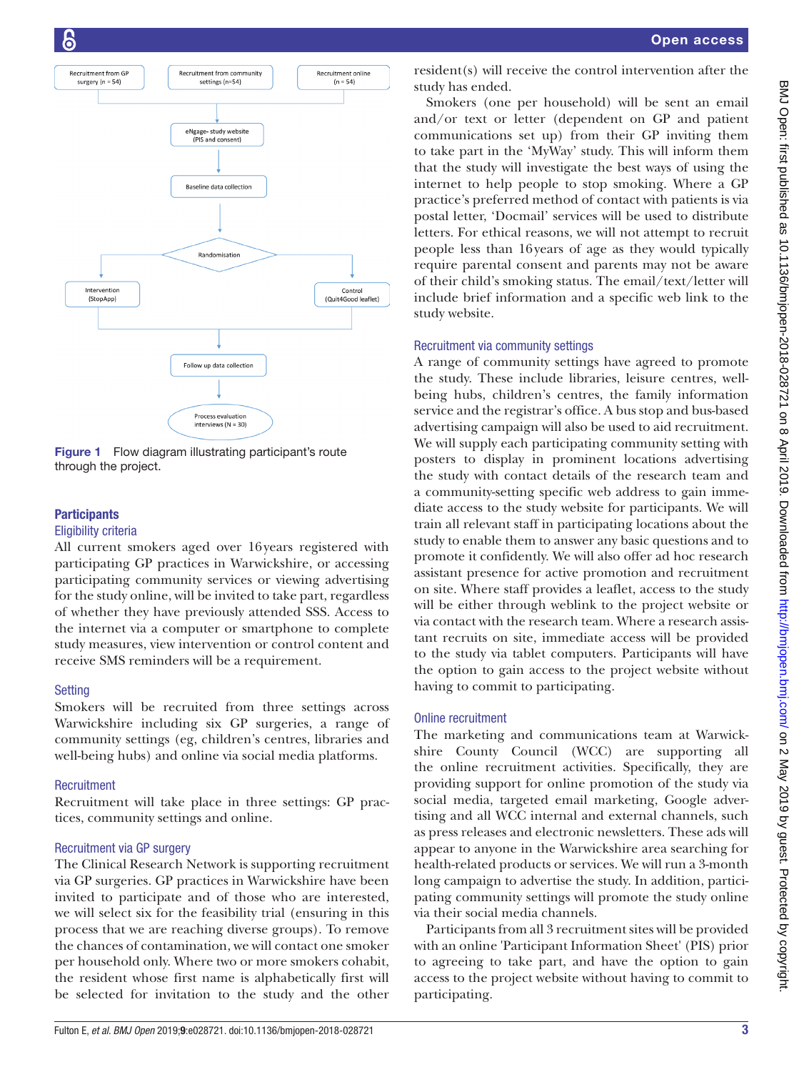Figure 1 Flow diagram illustrating participant's route through the project.

## Participants

### Eligibility criteria

All current smokers aged over 16 years registered with participating GP practices in Warwickshire, or accessing participating community services or viewing advertising for the study online, will be invited to take part, regardless of whether they have previously attended SSS. Access to the internet via a computer or smartphone to complete study measures, view intervention or control content and receive SMS reminders will be a requirement.

### Setting

Smokers will be recruited from three settings across Warwickshire including six GP surgeries, a range of community settings (eg, children's centres, libraries and well-being hubs) and online via social media platforms.

### Recruitment

Recruitment will take place in three settings: GP practices, community settings and online.

### Recruitment via GP surgery

The Clinical Research Network is supporting recruitment via GP surgeries. GP practices in Warwickshire have been invited to participate and of those who are interested, we will select six for the feasibility trial (ensuring in this process that we are reaching diverse groups). To remove the chances of contamination, we will contact one smoker per household only. Where two or more smokers cohabit, the resident whose first name is alphabetically first will be selected for invitation to the study and the other resident(s) will receive the control intervention after the study has ended.

Smokers (one per household) will be sent an email and/or text or letter (dependent on GP and patient communications set up) from their GP inviting them to take part in the 'MyWay' study. This will inform them that the study will investigate the best ways of using the internet to help people to stop smoking. Where a GP practice's preferred method of contact with patients is via postal letter, 'Docmail' services will be used to distribute letters. For ethical reasons, we will not attempt to recruit people less than 16 years of age as they would typically require parental consent and parents may not be aware of their child's smoking status. The email/text/letter will include brief information and a specific web link to the study website.

### Recruitment via community settings

A range of community settings have agreed to promote the study. These include libraries, leisure centres, well-being hubs, children's centres, the family information service and the registrar's office. A bus stop and bus-based advertising campaign will also be used to aid recruitment. We will supply each participating community setting with posters to display in prominent locations advertising the study with contact details of the research team and a community-setting specific web address to gain immediate access to the study website for participants. We will train all relevant staff in participating locations about the study to enable them to answer any basic questions and to promote it confidently. We will also offer ad hoc research assistant presence for active promotion and recruitment on site. Where staff provides a leaflet, access to the study will be either through weblink to the project website or via contact with the research team. Where a research assistant recruits on site, immediate access will be provided to the study via tablet computers. Participants will have the option to gain access to the project website without having to commit to participating.

### Online recruitment

The marketing and communications team at Warwickshire County Council (WCC) are supporting all the online recruitment activities. Specifically, they are providing support for online promotion of the study via social media, targeted email marketing, Google advertising and all WCC internal and external channels, such as press releases and electronic newsletters. These ads will appear to anyone in the Warwickshire area searching for health-related products or services. We will run a 3-month long campaign to advertise the study. In addition, participating community settings will promote the study online via their social media channels.

Participants from all 3 recruitment sites will be provided with an online 'Participant Information Sheet' (PIS) prior to agreeing to take part, and have the option to gain access to the project website without having to commit to participating.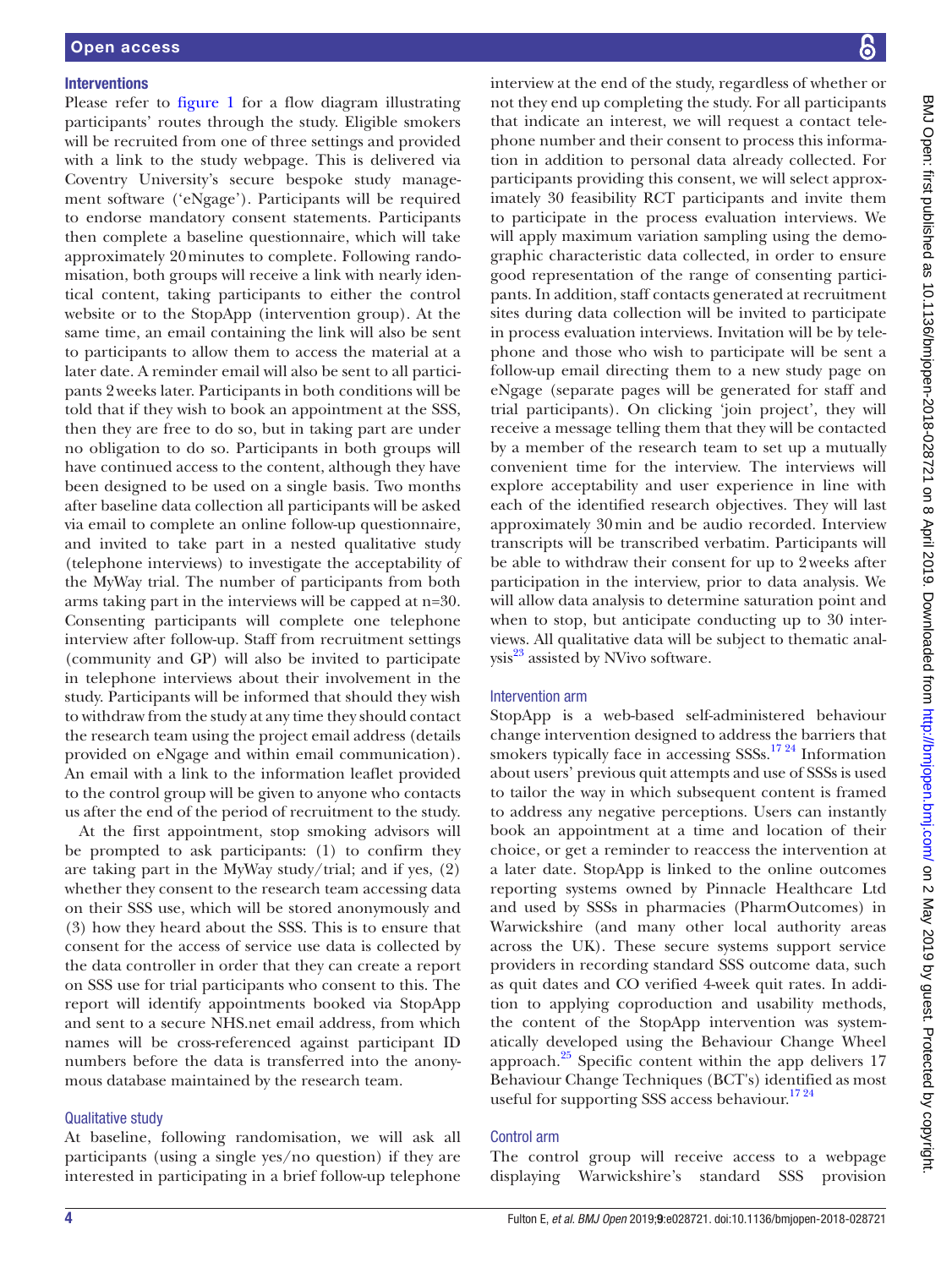### Interventions

Please refer to figure 1 for a flow diagram illustrating participants' routes through the study. Eligible smokers will be recruited from one of three settings and provided with a link to the study webpage. This is delivered via Coventry University's secure bespoke study management software ('eNgage'). Participants will be required to endorse mandatory consent statements. Participants then complete a baseline questionnaire, which will take approximately 20 minutes to complete. Following randomisation, both groups will receive a link with nearly identical content, taking participants to either the control website or to the StopApp (intervention group). At the same time, an email containing the link will also be sent to participants to allow them to access the material at a later date. A reminder email will also be sent to all participants 2 weeks later. Participants in both conditions will be told that if they wish to book an appointment at the SSS, then they are free to do so, but in taking part are under no obligation to do so. Participants in both groups will have continued access to the content, although they have been designed to be used on a single basis. Two months after baseline data collection all participants will be asked via email to complete an online follow-up questionnaire, and invited to take part in a nested qualitative study (telephone interviews) to investigate the acceptability of the MyWay trial. The number of participants from both arms taking part in the interviews will be capped at n=30. Consenting participants will complete one telephone interview after follow-up. Staff from recruitment settings (community and GP) will also be invited to participate in telephone interviews about their involvement in the study. Participants will be informed that should they wish to withdraw from the study at any time they should contact the research team using the project email address (details provided on eNgage and within email communication). An email with a link to the information leaflet provided to the control group will be given to anyone who contacts us after the end of the period of recruitment to the study.

At the first appointment, stop smoking advisors will be prompted to ask participants: (1) to confirm they are taking part in the MyWay study/trial; and if yes, (2) whether they consent to the research team accessing data on their SSS use, which will be stored anonymously and (3) how they heard about the SSS. This is to ensure that consent for the access of service use data is collected by the data controller in order that they can create a report on SSS use for trial participants who consent to this. The report will identify appointments booked via StopApp and sent to a secure NHS.net email address, from which names will be cross-referenced against participant ID numbers before the data is transferred into the anonymous database maintained by the research team.

#### Qualitative study

At baseline, following randomisation, we will ask all participants (using a single yes/no question) if they are interested in participating in a brief follow-up telephone interview at the end of the study, regardless of whether or not they end up completing the study. For all participants that indicate an interest, we will request a contact telephone number and their consent to process this information in addition to personal data already collected. For participants providing this consent, we will select approximately 30 feasibility RCT participants and invite them to participate in the process evaluation interviews. We will apply maximum variation sampling using the demographic characteristic data collected, in order to ensure good representation of the range of consenting participants. In addition, staff contacts generated at recruitment sites during data collection will be invited to participate in process evaluation interviews. Invitation will be by telephone and those who wish to participate will be sent a follow-up email directing them to a new study page on eNgage (separate pages will be generated for staff and trial participants). On clicking 'join project', they will receive a message telling them that they will be contacted by a member of the research team to set up a mutually convenient time for the interview. The interviews will explore acceptability and user experience in line with each of the identified research objectives. They will last approximately 30 min and be audio recorded. Interview transcripts will be transcribed verbatim. Participants will be able to withdraw their consent for up to 2 weeks after participation in the interview, prior to data analysis. We will allow data analysis to determine saturation point and when to stop, but anticipate conducting up to 30 interviews. All qualitative data will be subject to thematic analysis[23] assisted by NVivo software.

#### Intervention arm

StopApp is a web-based self-administered behaviour change intervention designed to address the barriers that smokers typically face in accessing SSSs.[17 24] Information about users' previous quit attempts and use of SSSs is used to tailor the way in which subsequent content is framed to address any negative perceptions. Users can instantly book an appointment at a time and location of their choice, or get a reminder to reaccess the intervention at a later date. StopApp is linked to the online outcomes reporting systems owned by Pinnacle Healthcare Ltd and used by SSSs in pharmacies (PharmOutcomes) in Warwickshire (and many other local authority areas across the UK). These secure systems support service providers in recording standard SSS outcome data, such as quit dates and CO verified 4-week quit rates. In addition to applying coproduction and usability methods, the content of the StopApp intervention was systematically developed using the Behaviour Change Wheel approach.[25] Specific content within the app delivers 17 Behaviour Change Techniques (BCT's) identified as most useful for supporting SSS access behaviour.[17 24]

#### Control arm

The control group will receive access to a webpage displaying Warwickshire's standard SSS provision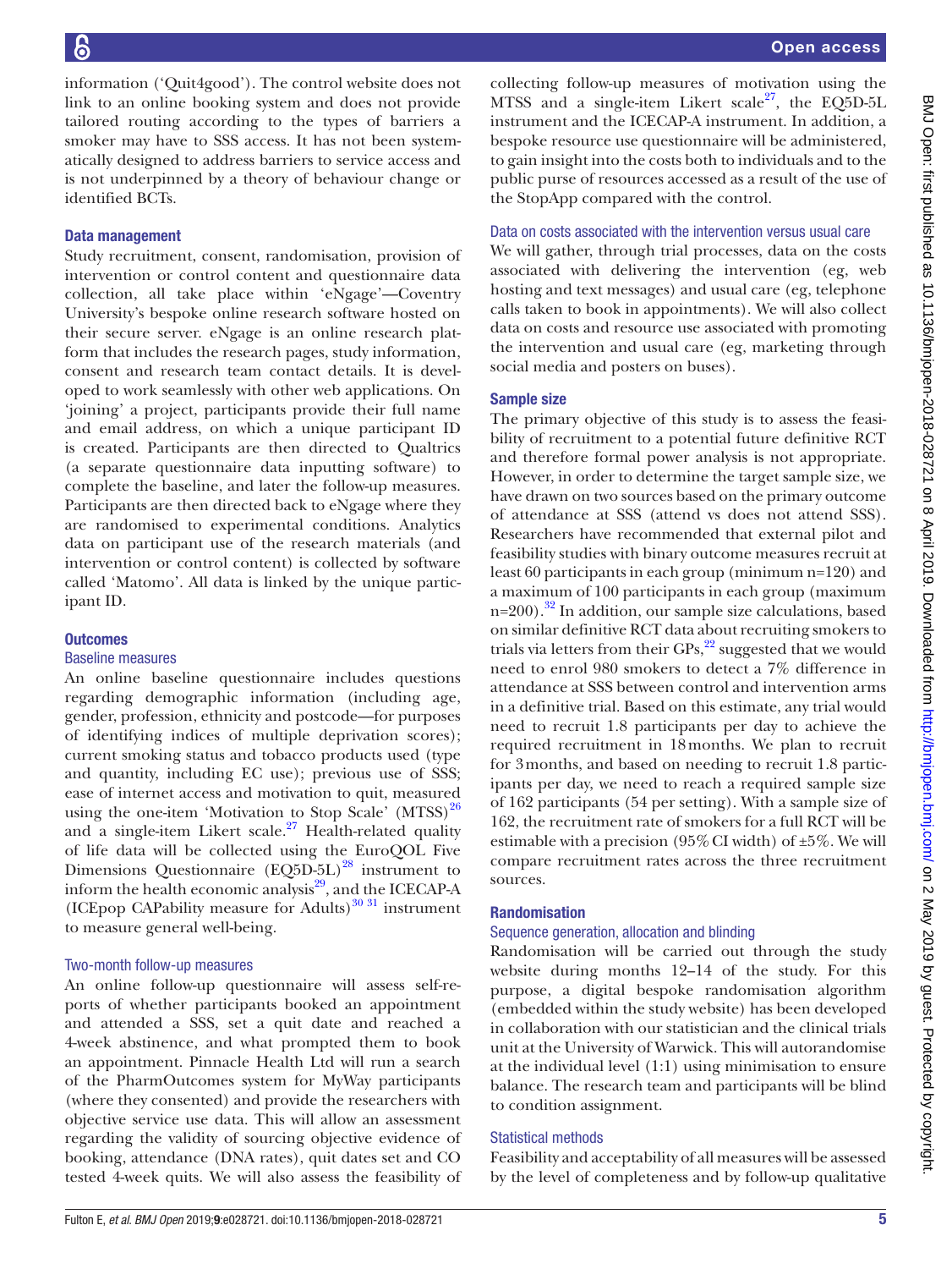information ('Quit4good'). The control website does not link to an online booking system and does not provide tailored routing according to the types of barriers a smoker may have to SSS access. It has not been systematically designed to address barriers to service access and is not underpinned by a theory of behaviour change or identified BCTs.

## Data management

Study recruitment, consent, randomisation, provision of intervention or control content and questionnaire data collection, all take place within 'eNgage'—Coventry University's bespoke online research software hosted on their secure server. eNgage is an online research platform that includes the research pages, study information, consent and research team contact details. It is developed to work seamlessly with other web applications. On 'joining' a project, participants provide their full name and email address, on which a unique participant ID is created. Participants are then directed to Qualtrics (a separate questionnaire data inputting software) to complete the baseline, and later the follow-up measures. Participants are then directed back to eNgage where they are randomised to experimental conditions. Analytics data on participant use of the research materials (and intervention or control content) is collected by software called 'Matomo'. All data is linked by the unique participant ID.

## Outcomes

### Baseline measures

An online baseline questionnaire includes questions regarding demographic information (including age, gender, profession, ethnicity and postcode—for purposes of identifying indices of multiple deprivation scores); current smoking status and tobacco products used (type and quantity, including EC use); previous use of SSS; ease of internet access and motivation to quit, measured using the one-item 'Motivation to Stop Scale' (MTSS)[26] and a single-item Likert scale.[27] Health-related quality of life data will be collected using the EuroQOL Five Dimensions Questionnaire (EQ5D-5L)[28] instrument to inform the health economic analysis[29], and the ICECAP-A (ICEpop CAPability measure for Adults)[30 31] instrument to measure general well-being.

### Two-month follow-up measures

An online follow-up questionnaire will assess self-reports of whether participants booked an appointment and attended a SSS, set a quit date and reached a 4-week abstinence, and what prompted them to book an appointment. Pinnacle Health Ltd will run a search of the PharmOutcomes system for MyWay participants (where they consented) and provide the researchers with objective service use data. This will allow an assessment regarding the validity of sourcing objective evidence of booking, attendance (DNA rates), quit dates set and CO tested 4-week quits. We will also assess the feasibility of collecting follow-up measures of motivation using the MTSS and a single-item Likert scale[27], the EQ5D-5L instrument and the ICECAP-A instrument. In addition, a bespoke resource use questionnaire will be administered, to gain insight into the costs both to individuals and to the public purse of resources accessed as a result of the use of the StopApp compared with the control.

### Data on costs associated with the intervention versus usual care

We will gather, through trial processes, data on the costs associated with delivering the intervention (eg, web hosting and text messages) and usual care (eg, telephone calls taken to book in appointments). We will also collect data on costs and resource use associated with promoting the intervention and usual care (eg, marketing through social media and posters on buses).

## Sample size

The primary objective of this study is to assess the feasibility of recruitment to a potential future definitive RCT and therefore formal power analysis is not appropriate. However, in order to determine the target sample size, we have drawn on two sources based on the primary outcome of attendance at SSS (attend vs does not attend SSS). Researchers have recommended that external pilot and feasibility studies with binary outcome measures recruit at least 60 participants in each group (minimum n=120) and a maximum of 100 participants in each group (maximum n=200).[32] In addition, our sample size calculations, based on similar definitive RCT data about recruiting smokers to trials via letters from their GPs,[22] suggested that we would need to enrol 980 smokers to detect a 7% difference in attendance at SSS between control and intervention arms in a definitive trial. Based on this estimate, any trial would need to recruit 1.8 participants per day to achieve the required recruitment in 18 months. We plan to recruit for 3 months, and based on needing to recruit 1.8 participants per day, we need to reach a required sample size of 162 participants (54 per setting). With a sample size of 162, the recruitment rate of smokers for a full RCT will be estimable with a precision (95% CI width) of ±5%. We will compare recruitment rates across the three recruitment sources.

## Randomisation

### Sequence generation, allocation and blinding

Randomisation will be carried out through the study website during months 12–14 of the study. For this purpose, a digital bespoke randomisation algorithm (embedded within the study website) has been developed in collaboration with our statistician and the clinical trials unit at the University of Warwick. This will autorandomise at the individual level (1:1) using minimisation to ensure balance. The research team and participants will be blind to condition assignment.

### Statistical methods

Feasibility and acceptability of all measures will be assessed by the level of completeness and by follow-up qualitative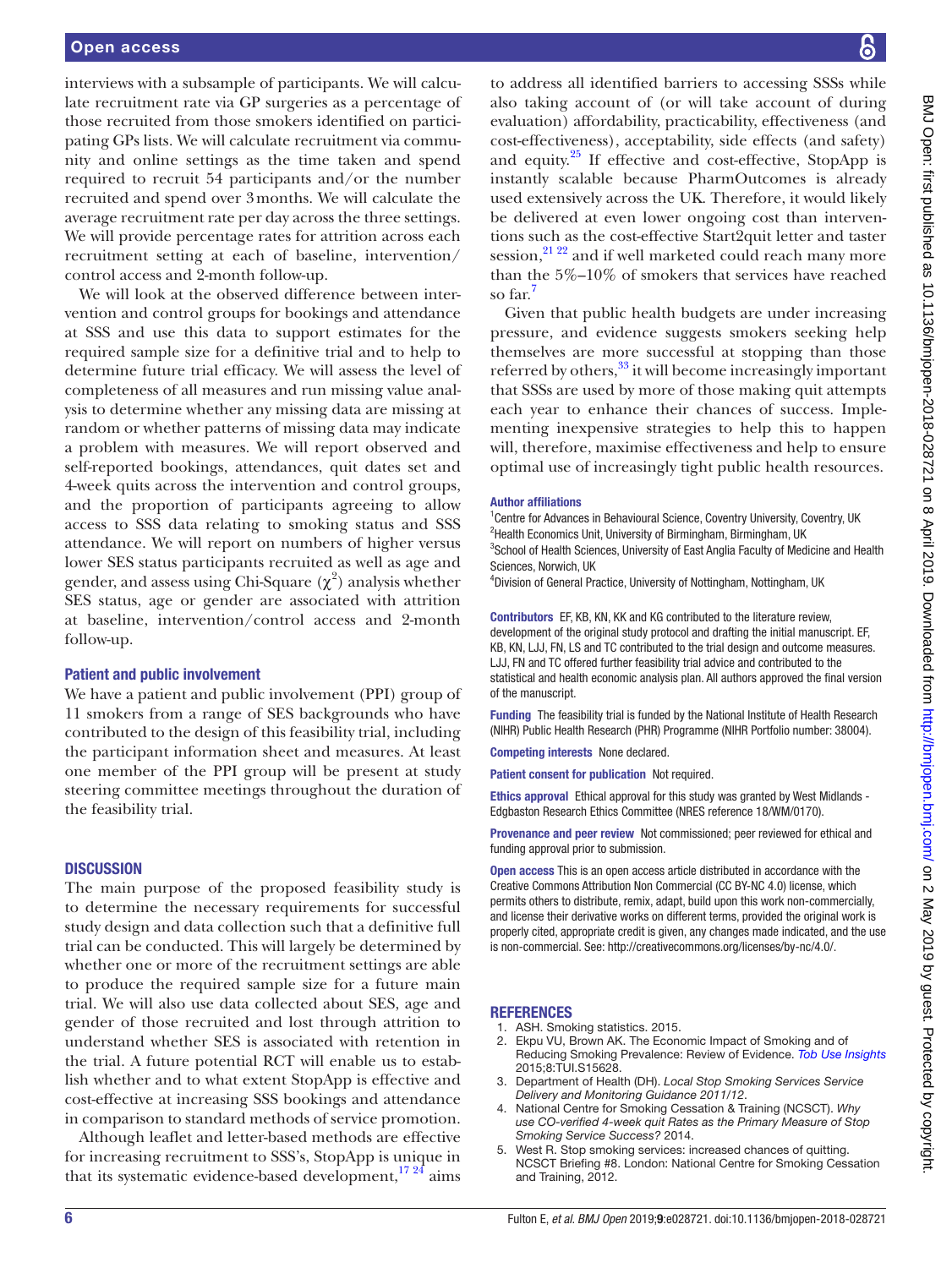interviews with a subsample of participants. We will calculate recruitment rate via GP surgeries as a percentage of those recruited from those smokers identified on participating GPs lists. We will calculate recruitment via community and online settings as the time taken and spend required to recruit 54 participants and/or the number recruited and spend over 3 months. We will calculate the average recruitment rate per day across the three settings. We will provide percentage rates for attrition across each recruitment setting at each of baseline, intervention/control access and 2-month follow-up.

We will look at the observed difference between intervention and control groups for bookings and attendance at SSS and use this data to support estimates for the required sample size for a definitive trial and to help to determine future trial efficacy. We will assess the level of completeness of all measures and run missing value analysis to determine whether any missing data are missing at random or whether patterns of missing data may indicate a problem with measures. We will report observed and self-reported bookings, attendances, quit dates set and 4-week quits across the intervention and control groups, and the proportion of participants agreeing to allow access to SSS data relating to smoking status and SSS attendance. We will report on numbers of higher versus lower SES status participants recruited as well as age and gender, and assess using Chi-Square ($\chi^2$) analysis whether SES status, age or gender are associated with attrition at baseline, intervention/control access and 2-month follow-up.

### Patient and public involvement

We have a patient and public involvement (PPI) group of 11 smokers from a range of SES backgrounds who have contributed to the design of this feasibility trial, including the participant information sheet and measures. At least one member of the PPI group will be present at study steering committee meetings throughout the duration of the feasibility trial.

## DISCUSSION

The main purpose of the proposed feasibility study is to determine the necessary requirements for successful study design and data collection such that a definitive full trial can be conducted. This will largely be determined by whether one or more of the recruitment settings are able to produce the required sample size for a future main trial. We will also use data collected about SES, age and gender of those recruited and lost through attrition to understand whether SES is associated with retention in the trial. A future potential RCT will enable us to establish whether and to what extent StopApp is effective and cost-effective at increasing SSS bookings and attendance in comparison to standard methods of service promotion.

Although leaflet and letter-based methods are effective for increasing recruitment to SSS's, StopApp is unique in that its systematic evidence-based development,[17 24] aims to address all identified barriers to accessing SSSs while also taking account of (or will take account of during evaluation) affordability, practicability, effectiveness (and cost-effectiveness), acceptability, side effects (and safety) and equity.[25] If effective and cost-effective, StopApp is instantly scalable because PharmOutcomes is already used extensively across the UK. Therefore, it would likely be delivered at even lower ongoing cost than interventions such as the cost-effective Start2quit letter and taster session,[21 22] and if well marketed could reach many more than the 5%–10% of smokers that services have reached so far.[7]

Given that public health budgets are under increasing pressure, and evidence suggests smokers seeking help themselves are more successful at stopping than those referred by others,[33] it will become increasingly important that SSSs are used by more of those making quit attempts each year to enhance their chances of success. Implementing inexpensive strategies to help this to happen will, therefore, maximise effectiveness and help to ensure optimal use of increasingly tight public health resources.

#### Author affiliations

[1]Centre for Advances in Behavioural Science, Coventry University, Coventry, UK
[2]Health Economics Unit, University of Birmingham, Birmingham, UK
[3]School of Health Sciences, University of East Anglia Faculty of Medicine and Health Sciences, Norwich, UK
[4]Division of General Practice, University of Nottingham, Nottingham, UK

**Contributors** EF, KB, KN, KK and KG contributed to the literature review, development of the original study protocol and drafting the initial manuscript. EF, KB, KN, LJJ, FN, LS and TC contributed to the trial design and outcome measures. LJJ, FN and TC offered further feasibility trial advice and contributed to the statistical and health economic analysis plan. All authors approved the final version of the manuscript.

**Funding** The feasibility trial is funded by the National Institute of Health Research (NIHR) Public Health Research (PHR) Programme (NIHR Portfolio number: 38004).

**Competing interests** None declared.

**Patient consent for publication** Not required.

**Ethics approval** Ethical approval for this study was granted by West Midlands - Edgbaston Research Ethics Committee (NRES reference 18/WM/0170).

**Provenance and peer review** Not commissioned; peer reviewed for ethical and funding approval prior to submission.

**Open access** This is an open access article distributed in accordance with the Creative Commons Attribution Non Commercial (CC BY-NC 4.0) license, which permits others to distribute, remix, adapt, build upon this work non-commercially, and license their derivative works on different terms, provided the original work is properly cited, appropriate credit is given, any changes made indicated, and the use is non-commercial. See: http://creativecommons.org/licenses/by-nc/4.0/.

## REFERENCES

1. ASH. Smoking statistics. 2015.
2. Ekpu VU, Brown AK. The Economic Impact of Smoking and of Reducing Smoking Prevalence: Review of Evidence. *Tob Use Insights* 2015;8:TUI.S15628.
3. Department of Health (DH). *Local Stop Smoking Services Service Delivery and Monitoring Guidance 2011/12*.
4. National Centre for Smoking Cessation & Training (NCSCT). *Why use CO-verified 4-week quit Rates as the Primary Measure of Stop Smoking Service Success?* 2014.
5. West R. Stop smoking services: increased chances of quitting. NCSCT Briefing #8. London: National Centre for Smoking Cessation and Training, 2012.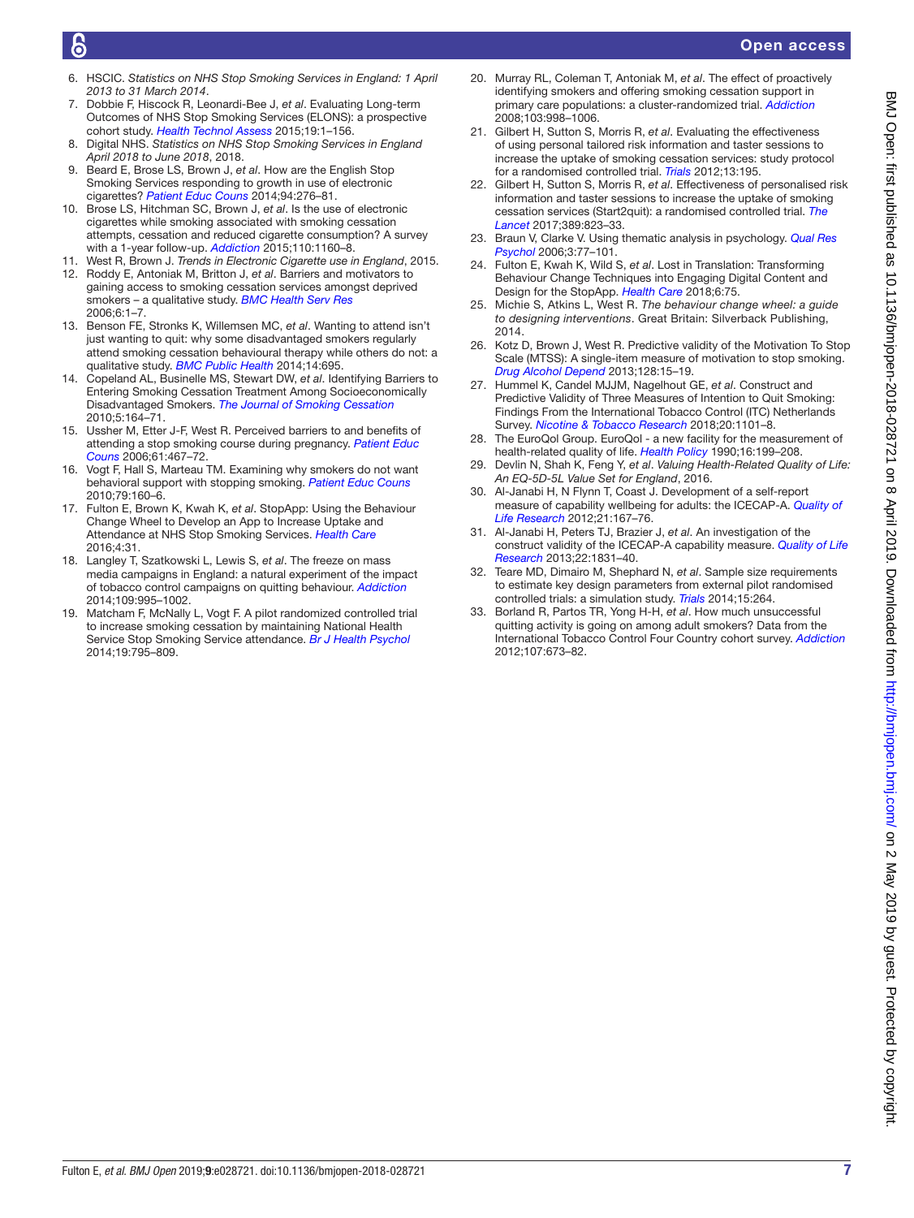6. HSCIC. *Statistics on NHS Stop Smoking Services in England: 1 April 2013 to 31 March 2014*.
7. Dobbie F, Hiscock R, Leonardi-Bee J, *et al*. Evaluating Long-term Outcomes of NHS Stop Smoking Services (ELONS): a prospective cohort study. *Health Technol Assess* 2015;19:1–156.
8. Digital NHS. *Statistics on NHS Stop Smoking Services in England April 2018 to June 2018*, 2018.
9. Beard E, Brose LS, Brown J, *et al*. How are the English Stop Smoking Services responding to growth in use of electronic cigarettes? *Patient Educ Couns* 2014;94:276–81.
10. Brose LS, Hitchman SC, Brown J, *et al*. Is the use of electronic cigarettes while smoking associated with smoking cessation attempts, cessation and reduced cigarette consumption? A survey with a 1-year follow-up. *Addiction* 2015;110:1160–8.
11. West R, Brown J. *Trends in Electronic Cigarette use in England*, 2015.
12. Roddy E, Antoniak M, Britton J, *et al*. Barriers and motivators to gaining access to smoking cessation services amongst deprived smokers – a qualitative study. *BMC Health Serv Res* 2006;6:1–7.
13. Benson FE, Stronks K, Willemsen MC, *et al*. Wanting to attend isn't just wanting to quit: why some disadvantaged smokers regularly attend smoking cessation behavioural therapy while others do not: a qualitative study. *BMC Public Health* 2014;14:695.
14. Copeland AL, Businelle MS, Stewart DW, *et al*. Identifying Barriers to Entering Smoking Cessation Treatment Among Socioeconomically Disadvantaged Smokers. *The Journal of Smoking Cessation* 2010;5:164–71.
15. Ussher M, Etter J-F, West R. Perceived barriers to and benefits of attending a stop smoking course during pregnancy. *Patient Educ Couns* 2006;61:467–72.
16. Vogt F, Hall S, Marteau TM. Examining why smokers do not want behavioral support with stopping smoking. *Patient Educ Couns* 2010;79:160–6.
17. Fulton E, Brown K, Kwah K, *et al*. StopApp: Using the Behaviour Change Wheel to Develop an App to Increase Uptake and Attendance at NHS Stop Smoking Services. *Health Care* 2016;4:31.
18. Langley T, Szatkowski L, Lewis S, *et al*. The freeze on mass media campaigns in England: a natural experiment of the impact of tobacco control campaigns on quitting behaviour. *Addiction* 2014;109:995–1002.
19. Matcham F, McNally L, Vogt F. A pilot randomized controlled trial to increase smoking cessation by maintaining National Health Service Stop Smoking Service attendance. *Br J Health Psychol* 2014;19:795–809.
20. Murray RL, Coleman T, Antoniak M, *et al*. The effect of proactively identifying smokers and offering smoking cessation support in primary care populations: a cluster-randomized trial. *Addiction* 2008;103:998–1006.
21. Gilbert H, Sutton S, Morris R, *et al*. Evaluating the effectiveness of using personal tailored risk information and taster sessions to increase the uptake of smoking cessation services: study protocol for a randomised controlled trial. *Trials* 2012;13:195.
22. Gilbert H, Sutton S, Morris R, *et al*. Effectiveness of personalised risk information and taster sessions to increase the uptake of smoking cessation services (Start2quit): a randomised controlled trial. *The Lancet* 2017;389:823–33.
23. Braun V, Clarke V. Using thematic analysis in psychology. *Qual Res Psychol* 2006;3:77–101.
24. Fulton E, Kwah K, Wild S, *et al*. Lost in Translation: Transforming Behaviour Change Techniques into Engaging Digital Content and Design for the StopApp. *Health Care* 2018;6:75.
25. Michie S, Atkins L, West R. *The behaviour change wheel: a guide to designing interventions*. Great Britain: Silverback Publishing, 2014.
26. Kotz D, Brown J, West R. Predictive validity of the Motivation To Stop Scale (MTSS): A single-item measure of motivation to stop smoking. *Drug Alcohol Depend* 2013;128:15–19.
27. Hummel K, Candel MJJM, Nagelhout GE, *et al*. Construct and Predictive Validity of Three Measures of Intention to Quit Smoking: Findings From the International Tobacco Control (ITC) Netherlands Survey. *Nicotine & Tobacco Research* 2018;20:1101–8.
28. The EuroQol Group. EuroQol - a new facility for the measurement of health-related quality of life. *Health Policy* 1990;16:199–208.
29. Devlin N, Shah K, Feng Y, *et al*. *Valuing Health-Related Quality of Life: An EQ-5D-5L Value Set for England*, 2016.
30. Al-Janabi H, N Flynn T, Coast J. Development of a self-report measure of capability wellbeing for adults: the ICECAP-A. *Quality of Life Research* 2012;21:167–76.
31. Al-Janabi H, Peters TJ, Brazier J, *et al*. An investigation of the construct validity of the ICECAP-A capability measure. *Quality of Life Research* 2013;22:1831–40.
32. Teare MD, Dimairo M, Shephard N, *et al*. Sample size requirements to estimate key design parameters from external pilot randomised controlled trials: a simulation study. *Trials* 2014;15:264.
33. Borland R, Partos TR, Yong H-H, *et al*. How much unsuccessful quitting activity is going on among adult smokers? Data from the International Tobacco Control Four Country cohort survey. *Addiction* 2012;107:673–82.